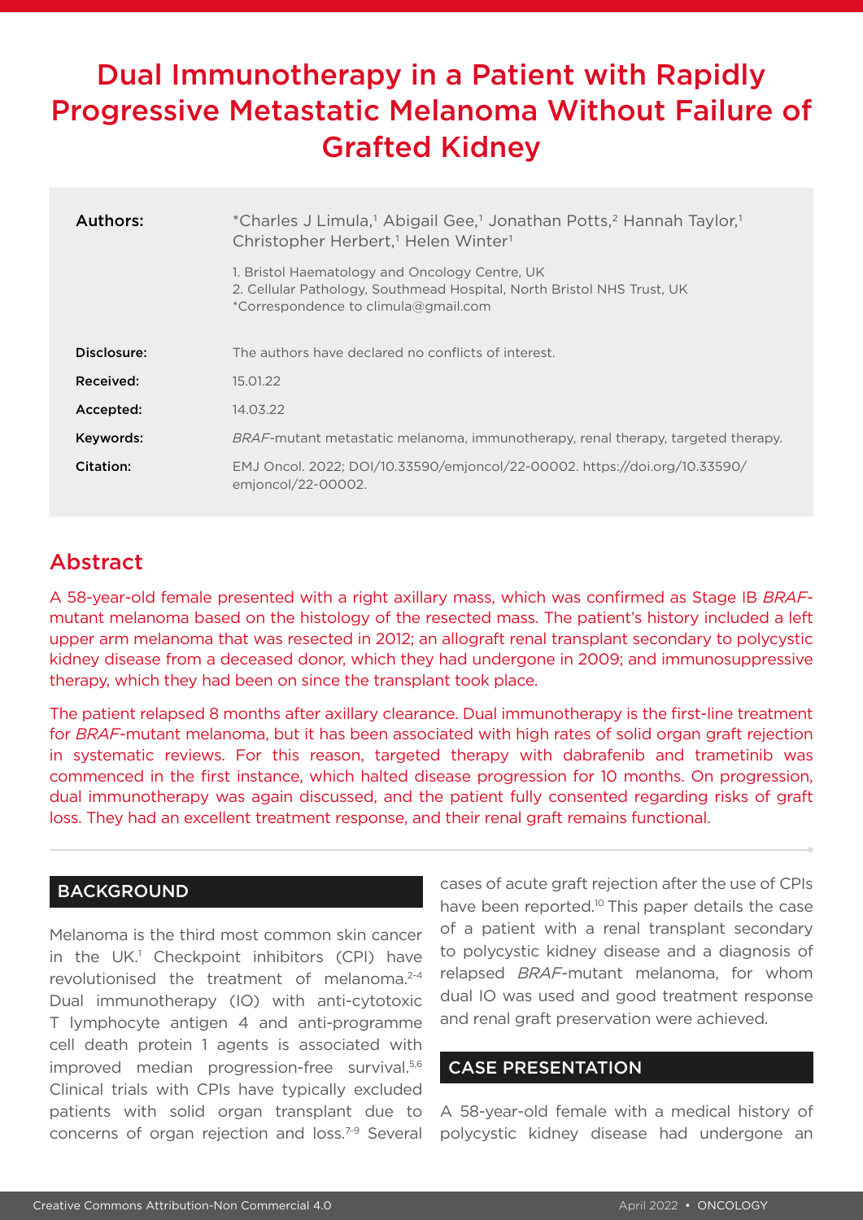# Dual Immunotherapy in a Patient with Rapidly Progressive Metastatic Melanoma Without Failure of Grafted Kidney

**Authors:** *Charles J Limula,[1] Abigail Gee,[1] Jonathan Potts,[2] Hannah Taylor,[1] Christopher Herbert,[1] Helen Winter[1]

1. Bristol Haematology and Oncology Centre, UK
2. Cellular Pathology, Southmead Hospital, North Bristol NHS Trust, UK
*Correspondence to climula@gmail.com

**Disclosure:** The authors have declared no conflicts of interest.

**Received:** 15.01.22

**Accepted:** 14.03.22

**Keywords:** *BRAF*-mutant metastatic melanoma, immunotherapy, renal therapy, targeted therapy.

**Citation:** EMJ Oncol. 2022; DOI/10.33590/emjoncol/22-00002. https://doi.org/10.33590/emjoncol/22-00002.

## Abstract

A 58-year-old female presented with a right axillary mass, which was confirmed as Stage IB *BRAF*-mutant melanoma based on the histology of the resected mass. The patient's history included a left upper arm melanoma that was resected in 2012; an allograft renal transplant secondary to polycystic kidney disease from a deceased donor, which they had undergone in 2009; and immunosuppressive therapy, which they had been on since the transplant took place.

The patient relapsed 8 months after axillary clearance. Dual immunotherapy is the first-line treatment for *BRAF*-mutant melanoma, but it has been associated with high rates of solid organ graft rejection in systematic reviews. For this reason, targeted therapy with dabrafenib and trametinib was commenced in the first instance, which halted disease progression for 10 months. On progression, dual immunotherapy was again discussed, and the patient fully consented regarding risks of graft loss. They had an excellent treatment response, and their renal graft remains functional.

## BACKGROUND

Melanoma is the third most common skin cancer in the UK.[1] Checkpoint inhibitors (CPI) have revolutionised the treatment of melanoma.[2-4] Dual immunotherapy (IO) with anti-cytotoxic T lymphocyte antigen 4 and anti-programme cell death protein 1 agents is associated with improved median progression-free survival.[5,6] Clinical trials with CPIs have typically excluded patients with solid organ transplant due to concerns of organ rejection and loss.[7-9] Several cases of acute graft rejection after the use of CPIs have been reported.[10] This paper details the case of a patient with a renal transplant secondary to polycystic kidney disease and a diagnosis of relapsed *BRAF*-mutant melanoma, for whom dual IO was used and good treatment response and renal graft preservation were achieved.

## CASE PRESENTATION

A 58-year-old female with a medical history of polycystic kidney disease had undergone an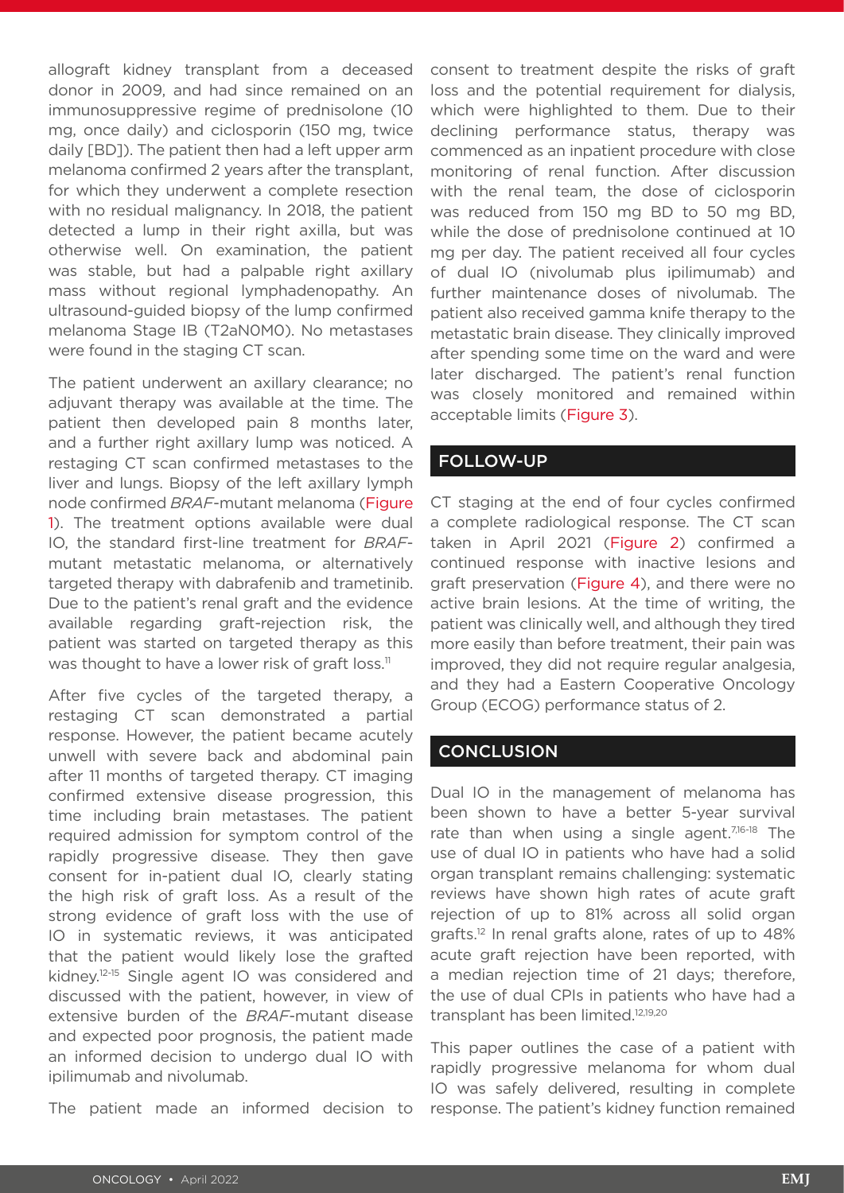allograft kidney transplant from a deceased donor in 2009, and had since remained on an immunosuppressive regime of prednisolone (10 mg, once daily) and ciclosporin (150 mg, twice daily [BD]). The patient then had a left upper arm melanoma confirmed 2 years after the transplant, for which they underwent a complete resection with no residual malignancy. In 2018, the patient detected a lump in their right axilla, but was otherwise well. On examination, the patient was stable, but had a palpable right axillary mass without regional lymphadenopathy. An ultrasound-guided biopsy of the lump confirmed melanoma Stage IB (T2aN0M0). No metastases were found in the staging CT scan.

The patient underwent an axillary clearance; no adjuvant therapy was available at the time. The patient then developed pain 8 months later, and a further right axillary lump was noticed. A restaging CT scan confirmed metastases to the liver and lungs. Biopsy of the left axillary lymph node confirmed *BRAF*-mutant melanoma (Figure 1). The treatment options available were dual IO, the standard first-line treatment for *BRAF*-mutant metastatic melanoma, or alternatively targeted therapy with dabrafenib and trametinib. Due to the patient's renal graft and the evidence available regarding graft-rejection risk, the patient was started on targeted therapy as this was thought to have a lower risk of graft loss.[11]

After five cycles of the targeted therapy, a restaging CT scan demonstrated a partial response. However, the patient became acutely unwell with severe back and abdominal pain after 11 months of targeted therapy. CT imaging confirmed extensive disease progression, this time including brain metastases. The patient required admission for symptom control of the rapidly progressive disease. They then gave consent for in-patient dual IO, clearly stating the high risk of graft loss. As a result of the strong evidence of graft loss with the use of IO in systematic reviews, it was anticipated that the patient would likely lose the grafted kidney.[12-15] Single agent IO was considered and discussed with the patient, however, in view of extensive burden of the *BRAF*-mutant disease and expected poor prognosis, the patient made an informed decision to undergo dual IO with ipilimumab and nivolumab.

The patient made an informed decision to consent to treatment despite the risks of graft loss and the potential requirement for dialysis, which were highlighted to them. Due to their declining performance status, therapy was commenced as an inpatient procedure with close monitoring of renal function. After discussion with the renal team, the dose of ciclosporin was reduced from 150 mg BD to 50 mg BD, while the dose of prednisolone continued at 10 mg per day. The patient received all four cycles of dual IO (nivolumab plus ipilimumab) and further maintenance doses of nivolumab. The patient also received gamma knife therapy to the metastatic brain disease. They clinically improved after spending some time on the ward and were later discharged. The patient's renal function was closely monitored and remained within acceptable limits (Figure 3).

## FOLLOW-UP

CT staging at the end of four cycles confirmed a complete radiological response. The CT scan taken in April 2021 (Figure 2) confirmed a continued response with inactive lesions and graft preservation (Figure 4), and there were no active brain lesions. At the time of writing, the patient was clinically well, and although they tired more easily than before treatment, their pain was improved, they did not require regular analgesia, and they had a Eastern Cooperative Oncology Group (ECOG) performance status of 2.

## CONCLUSION

Dual IO in the management of melanoma has been shown to have a better 5-year survival rate than when using a single agent.[7,16-18] The use of dual IO in patients who have had a solid organ transplant remains challenging: systematic reviews have shown high rates of acute graft rejection of up to 81% across all solid organ grafts.[12] In renal grafts alone, rates of up to 48% acute graft rejection have been reported, with a median rejection time of 21 days; therefore, the use of dual CPIs in patients who have had a transplant has been limited.[12,19,20]

This paper outlines the case of a patient with rapidly progressive melanoma for whom dual IO was safely delivered, resulting in complete response. The patient's kidney function remained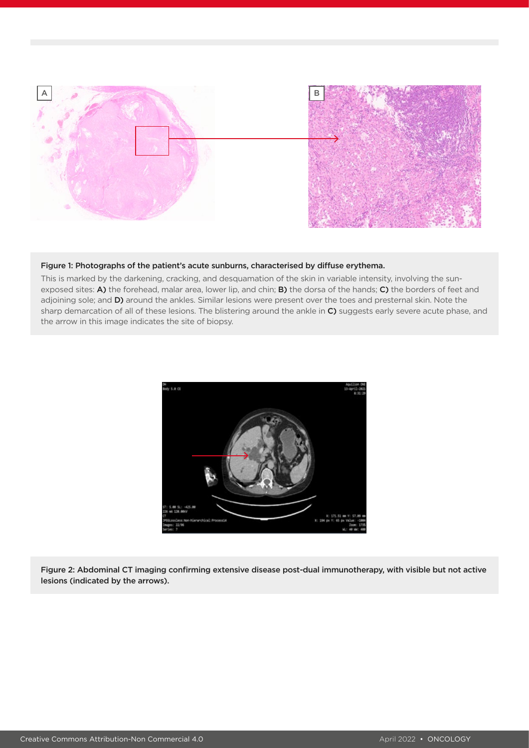Figure 1: Photographs of the patient's acute sunburns, characterised by diffuse erythema.

This is marked by the darkening, cracking, and desquamation of the skin in variable intensity, involving the sun-exposed sites: **A)** the forehead, malar area, lower lip, and chin; **B)** the dorsa of the hands; **C)** the borders of feet and adjoining sole; and **D)** around the ankles. Similar lesions were present over the toes and presternal skin. Note the sharp demarcation of all of these lesions. The blistering around the ankle in **C)** suggests early severe acute phase, and the arrow in this image indicates the site of biopsy.

**Figure 2: Abdominal CT imaging confirming extensive disease post-dual immunotherapy, with visible but not active lesions (indicated by the arrows).**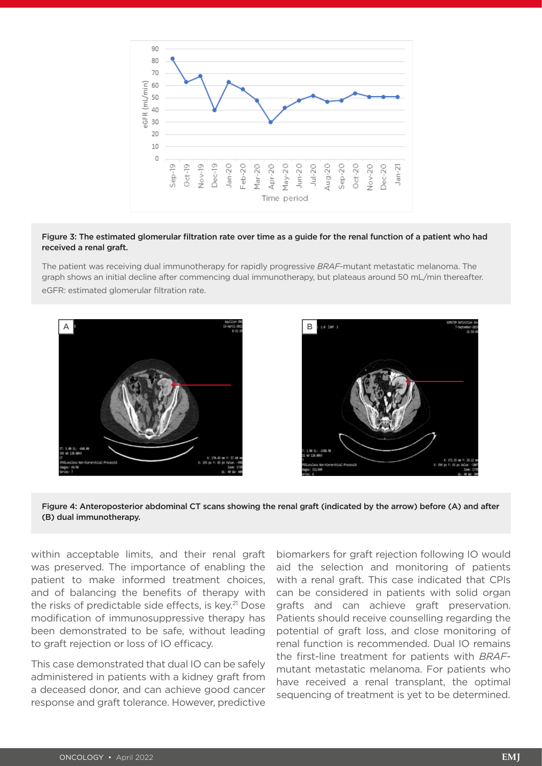**Figure 3: The estimated glomerular filtration rate over time as a guide for the renal function of a patient who had received a renal graft.**

The patient was receiving dual immunotherapy for rapidly progressive *BRAF*-mutant metastatic melanoma. The graph shows an initial decline after commencing dual immunotherapy, but plateaus around 50 mL/min thereafter.

eGFR: estimated glomerular filtration rate.

**Figure 4: Anteroposterior abdominal CT scans showing the renal graft (indicated by the arrow) before (A) and after (B) dual immunotherapy.**

within acceptable limits, and their renal graft was preserved. The importance of enabling the patient to make informed treatment choices, and of balancing the benefits of therapy with the risks of predictable side effects, is key.[21] Dose modification of immunosuppressive therapy has been demonstrated to be safe, without leading to graft rejection or loss of IO efficacy.

This case demonstrated that dual IO can be safely administered in patients with a kidney graft from a deceased donor, and can achieve good cancer response and graft tolerance. However, predictive biomarkers for graft rejection following IO would aid the selection and monitoring of patients with a renal graft. This case indicated that CPIs can be considered in patients with solid organ grafts and can achieve graft preservation. Patients should receive counselling regarding the potential of graft loss, and close monitoring of renal function is recommended. Dual IO remains the first-line treatment for patients with *BRAF*-mutant metastatic melanoma. For patients who have received a renal transplant, the optimal sequencing of treatment is yet to be determined.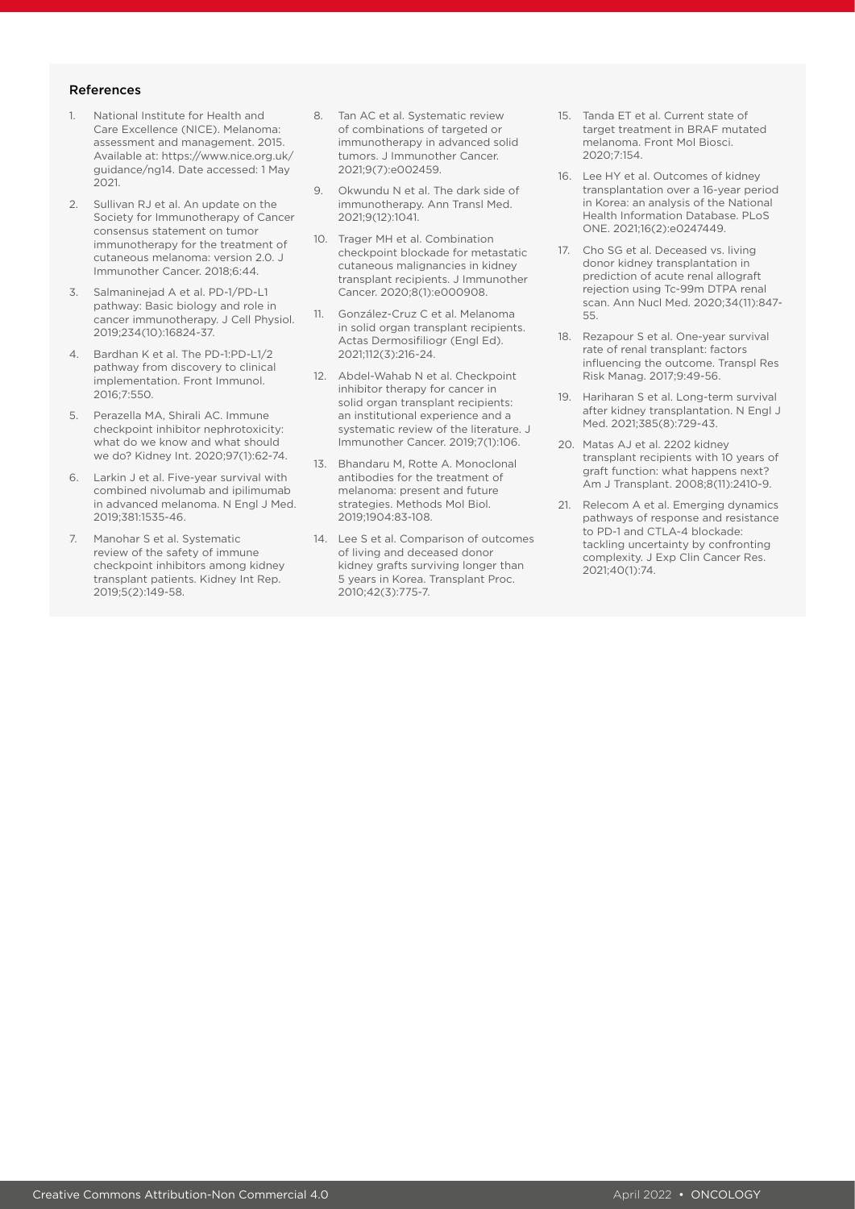## References

1. National Institute for Health and Care Excellence (NICE). Melanoma: assessment and management. 2015. Available at: https://www.nice.org.uk/guidance/ng14. Date accessed: 1 May 2021.
2. Sullivan RJ et al. An update on the Society for Immunotherapy of Cancer consensus statement on tumor immunotherapy for the treatment of cutaneous melanoma: version 2.0. J Immunother Cancer. 2018;6:44.
3. Salmaninejad A et al. PD-1/PD-L1 pathway: Basic biology and role in cancer immunotherapy. J Cell Physiol. 2019;234(10):16824-37.
4. Bardhan K et al. The PD-1:PD-L1/2 pathway from discovery to clinical implementation. Front Immunol. 2016;7:550.
5. Perazella MA, Shirali AC. Immune checkpoint inhibitor nephrotoxicity: what do we know and what should we do? Kidney Int. 2020;97(1):62-74.
6. Larkin J et al. Five-year survival with combined nivolumab and ipilimumab in advanced melanoma. N Engl J Med. 2019;381:1535-46.
7. Manohar S et al. Systematic review of the safety of immune checkpoint inhibitors among kidney transplant patients. Kidney Int Rep. 2019;5(2):149-58.
8. Tan AC et al. Systematic review of combinations of targeted or immunotherapy in advanced solid tumors. J Immunother Cancer. 2021;9(7):e002459.
9. Okwundu N et al. The dark side of immunotherapy. Ann Transl Med. 2021;9(12):1041.
10. Trager MH et al. Combination checkpoint blockade for metastatic cutaneous malignancies in kidney transplant recipients. J Immunother Cancer. 2020;8(1):e000908.
11. González-Cruz C et al. Melanoma in solid organ transplant recipients. Actas Dermosifiliogr (Engl Ed). 2021;112(3):216-24.
12. Abdel-Wahab N et al. Checkpoint inhibitor therapy for cancer in solid organ transplant recipients: an institutional experience and a systematic review of the literature. J Immunother Cancer. 2019;7(1):106.
13. Bhandaru M, Rotte A. Monoclonal antibodies for the treatment of melanoma: present and future strategies. Methods Mol Biol. 2019;1904:83-108.
14. Lee S et al. Comparison of outcomes of living and deceased donor kidney grafts surviving longer than 5 years in Korea. Transplant Proc. 2010;42(3):775-7.
15. Tanda ET et al. Current state of target treatment in BRAF mutated melanoma. Front Mol Biosci. 2020;7:154.
16. Lee HY et al. Outcomes of kidney transplantation over a 16-year period in Korea: an analysis of the National Health Information Database. PLoS ONE. 2021;16(2):e0247449.
17. Cho SG et al. Deceased vs. living donor kidney transplantation in prediction of acute renal allograft rejection using Tc-99m DTPA renal scan. Ann Nucl Med. 2020;34(11):847-55.
18. Rezapour S et al. One-year survival rate of renal transplant: factors influencing the outcome. Transpl Res Risk Manag. 2017;9:49-56.
19. Hariharan S et al. Long-term survival after kidney transplantation. N Engl J Med. 2021;385(8):729-43.
20. Matas AJ et al. 2202 kidney transplant recipients with 10 years of graft function: what happens next? Am J Transplant. 2008;8(11):2410-9.
21. Relecom A et al. Emerging dynamics pathways of response and resistance to PD-1 and CTLA-4 blockade: tackling uncertainty by confronting complexity. J Exp Clin Cancer Res. 2021;40(1):74.